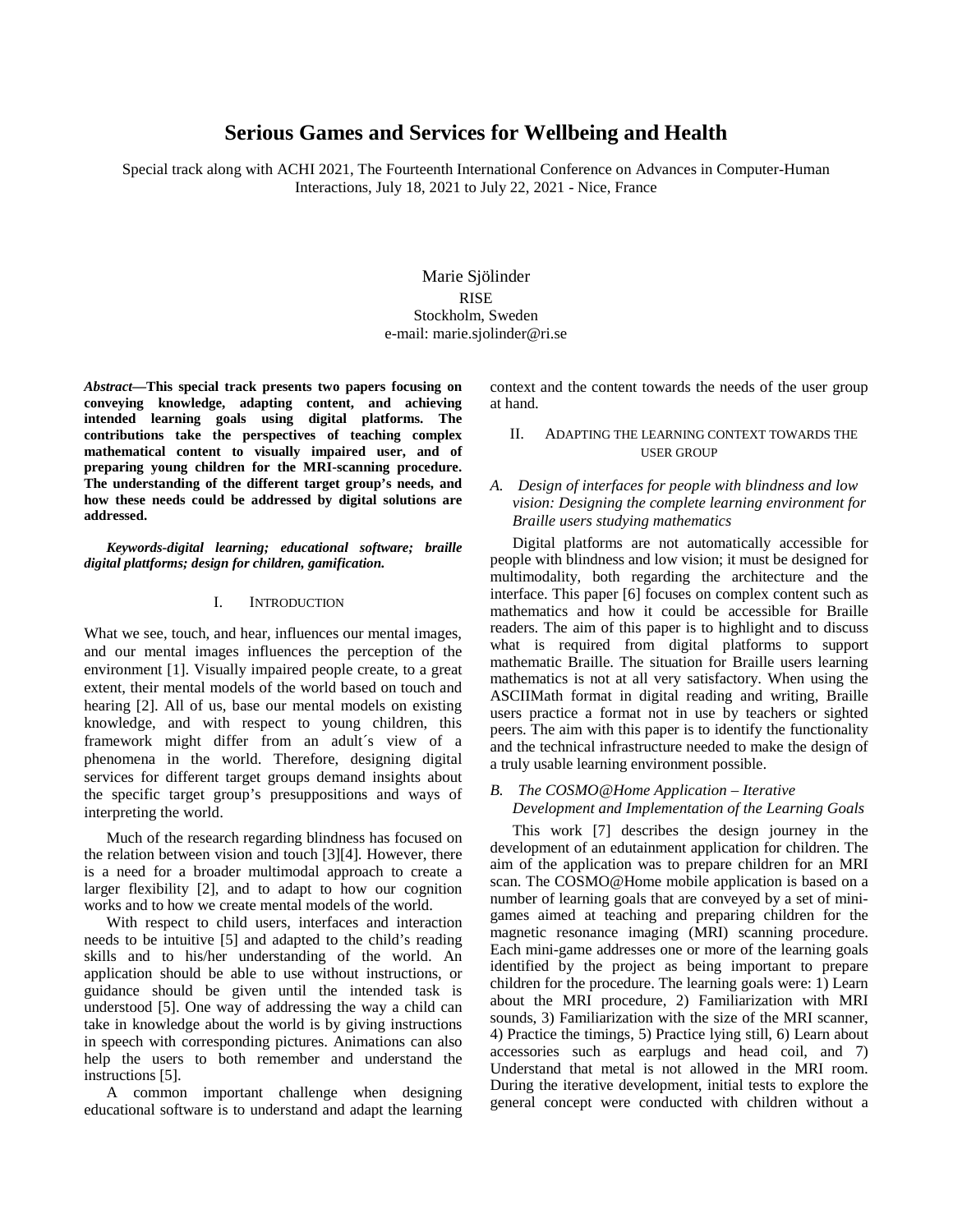# Serious Games and Services for Wellbeing and Health

Special track along with ACHI 2021, The Fourteenth International Conference on Advances in Computer-Human Interactions, July 18, 2021 to July 22, 2021 - Nice, France

Marie Sjölinder
RISE
Stockholm, Sweden
e-mail: marie.sjolinder@ri.se

***Abstract*—This special track presents two papers focusing on conveying knowledge, adapting content, and achieving intended learning goals using digital platforms. The contributions take the perspectives of teaching complex mathematical content to visually impaired user, and of preparing young children for the MRI-scanning procedure. The understanding of the different target group's needs, and how these needs could be addressed by digital solutions are addressed.**

***Keywords-digital learning; educational software; braille digital plattforms; design for children, gamification.***

## I. Introduction

What we see, touch, and hear, influences our mental images, and our mental images influences the perception of the environment [1]. Visually impaired people create, to a great extent, their mental models of the world based on touch and hearing [2]. All of us, base our mental models on existing knowledge, and with respect to young children, this framework might differ from an adult´s view of a phenomena in the world. Therefore, designing digital services for different target groups demand insights about the specific target group's presuppositions and ways of interpreting the world.

Much of the research regarding blindness has focused on the relation between vision and touch [3][4]. However, there is a need for a broader multimodal approach to create a larger flexibility [2], and to adapt to how our cognition works and to how we create mental models of the world.

With respect to child users, interfaces and interaction needs to be intuitive [5] and adapted to the child's reading skills and to his/her understanding of the world. An application should be able to use without instructions, or guidance should be given until the intended task is understood [5]. One way of addressing the way a child can take in knowledge about the world is by giving instructions in speech with corresponding pictures. Animations can also help the users to both remember and understand the instructions [5].

A common important challenge when designing educational software is to understand and adapt the learning context and the content towards the needs of the user group at hand.

## II. Adapting the learning context towards the user group

### *A. Design of interfaces for people with blindness and low vision: Designing the complete learning environment for Braille users studying mathematics*

Digital platforms are not automatically accessible for people with blindness and low vision; it must be designed for multimodality, both regarding the architecture and the interface. This paper [6] focuses on complex content such as mathematics and how it could be accessible for Braille readers. The aim of this paper is to highlight and to discuss what is required from digital platforms to support mathematic Braille. The situation for Braille users learning mathematics is not at all very satisfactory. When using the ASCIIMath format in digital reading and writing, Braille users practice a format not in use by teachers or sighted peers. The aim with this paper is to identify the functionality and the technical infrastructure needed to make the design of a truly usable learning environment possible.

### *B. The COSMO@Home Application – Iterative Development and Implementation of the Learning Goals*

This work [7] describes the design journey in the development of an edutainment application for children. The aim of the application was to prepare children for an MRI scan. The COSMO@Home mobile application is based on a number of learning goals that are conveyed by a set of mini-games aimed at teaching and preparing children for the magnetic resonance imaging (MRI) scanning procedure. Each mini-game addresses one or more of the learning goals identified by the project as being important to prepare children for the procedure. The learning goals were: 1) Learn about the MRI procedure, 2) Familiarization with MRI sounds, 3) Familiarization with the size of the MRI scanner, 4) Practice the timings, 5) Practice lying still, 6) Learn about accessories such as earplugs and head coil, and 7) Understand that metal is not allowed in the MRI room. During the iterative development, initial tests to explore the general concept were conducted with children without a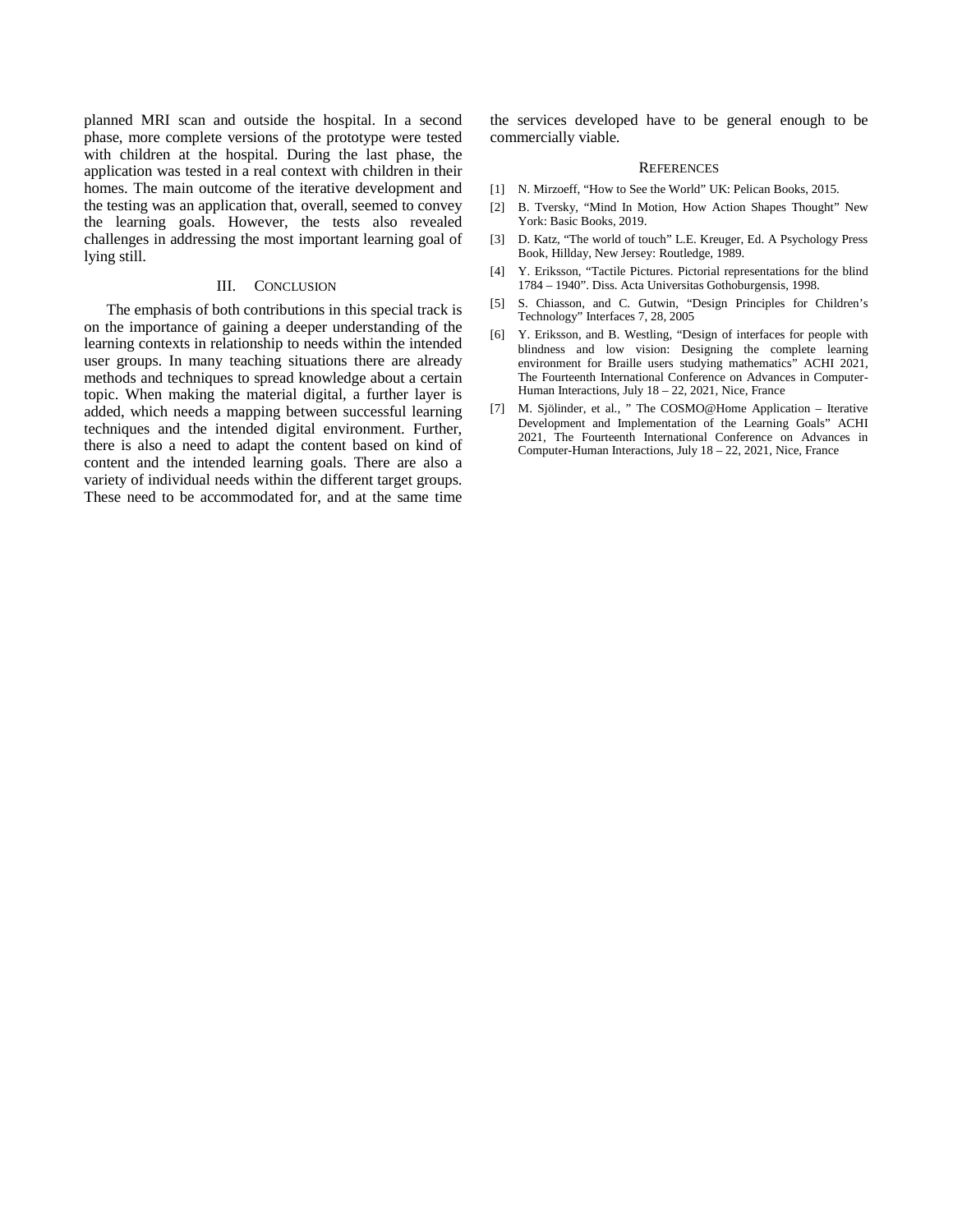planned MRI scan and outside the hospital. In a second phase, more complete versions of the prototype were tested with children at the hospital. During the last phase, the application was tested in a real context with children in their homes. The main outcome of the iterative development and the testing was an application that, overall, seemed to convey the learning goals. However, the tests also revealed challenges in addressing the most important learning goal of lying still.

## III. Conclusion

The emphasis of both contributions in this special track is on the importance of gaining a deeper understanding of the learning contexts in relationship to needs within the intended user groups. In many teaching situations there are already methods and techniques to spread knowledge about a certain topic. When making the material digital, a further layer is added, which needs a mapping between successful learning techniques and the intended digital environment. Further, there is also a need to adapt the content based on kind of content and the intended learning goals. There are also a variety of individual needs within the different target groups. These need to be accommodated for, and at the same time the services developed have to be general enough to be commercially viable.

## References

[1] N. Mirzoeff, "How to See the World" UK: Pelican Books, 2015.

[2] B. Tversky, "Mind In Motion, How Action Shapes Thought" New York: Basic Books, 2019.

[3] D. Katz, "The world of touch" L.E. Kreuger, Ed. A Psychology Press Book, Hillday, New Jersey: Routledge, 1989.

[4] Y. Eriksson, "Tactile Pictures. Pictorial representations for the blind 1784 – 1940". Diss. Acta Universitas Gothoburgensis, 1998.

[5] S. Chiasson, and C. Gutwin, "Design Principles for Children's Technology" Interfaces 7, 28, 2005

[6] Y. Eriksson, and B. Westling, "Design of interfaces for people with blindness and low vision: Designing the complete learning environment for Braille users studying mathematics" ACHI 2021, The Fourteenth International Conference on Advances in Computer-Human Interactions, July 18 – 22, 2021, Nice, France

[7] M. Sjölinder, et al., " The COSMO@Home Application – Iterative Development and Implementation of the Learning Goals" ACHI 2021, The Fourteenth International Conference on Advances in Computer-Human Interactions, July 18 – 22, 2021, Nice, France